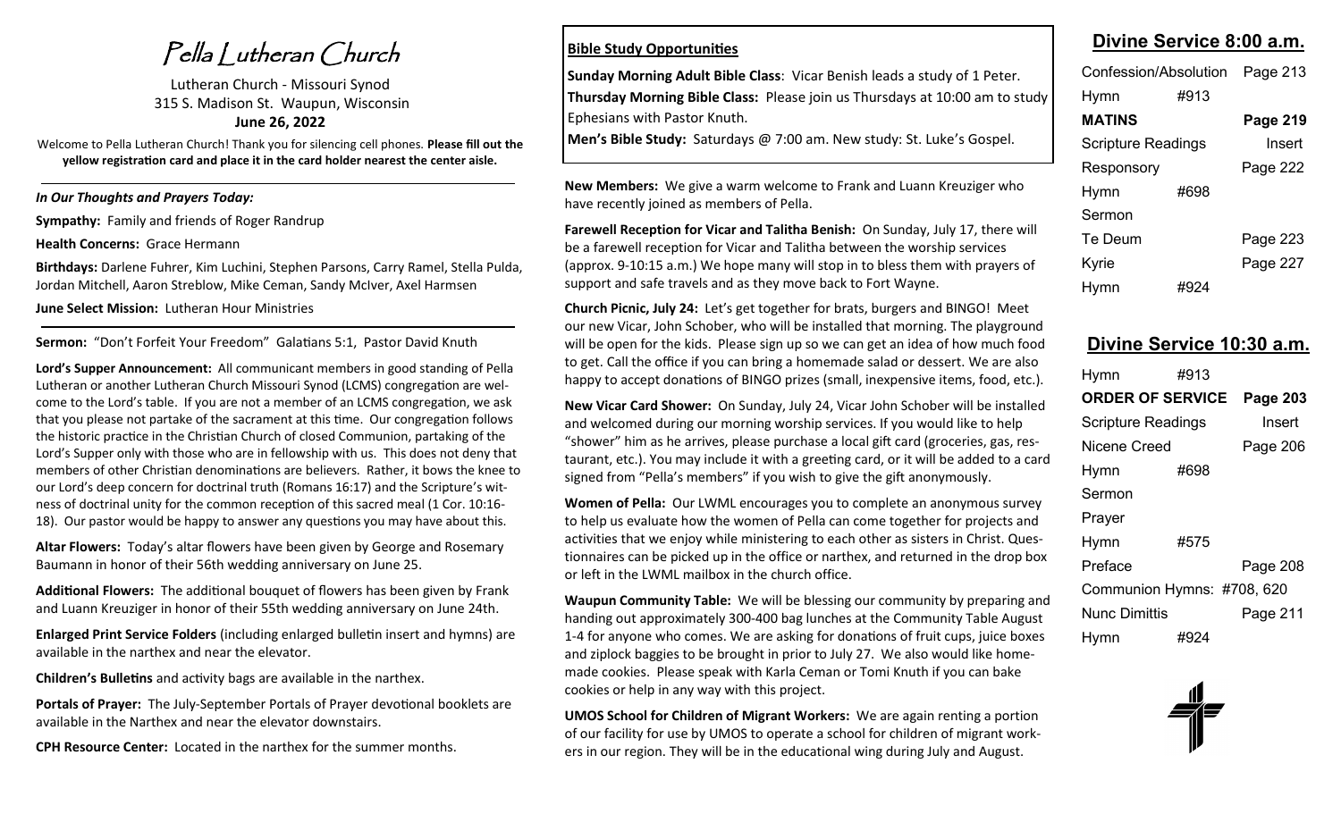# Pella Lutheran Church

Lutheran Church - Missouri Synod
315 S. Madison St. Waupun, Wisconsin
**June 26, 2022**

Welcome to Pella Lutheran Church! Thank you for silencing cell phones. **Please fill out the yellow registration card and place it in the card holder nearest the center aisle.**

***In Our Thoughts and Prayers Today:***

**Sympathy:** Family and friends of Roger Randrup

**Health Concerns:** Grace Hermann

**Birthdays:** Darlene Fuhrer, Kim Luchini, Stephen Parsons, Carry Ramel, Stella Pulda, Jordan Mitchell, Aaron Streblow, Mike Ceman, Sandy McIver, Axel Harmsen

**June Select Mission:** Lutheran Hour Ministries

**Sermon:** "Don't Forfeit Your Freedom" Galatians 5:1, Pastor David Knuth

**Lord's Supper Announcement:** All communicant members in good standing of Pella Lutheran or another Lutheran Church Missouri Synod (LCMS) congregation are welcome to the Lord's table. If you are not a member of an LCMS congregation, we ask that you please not partake of the sacrament at this time. Our congregation follows the historic practice in the Christian Church of closed Communion, partaking of the Lord's Supper only with those who are in fellowship with us. This does not deny that members of other Christian denominations are believers. Rather, it bows the knee to our Lord's deep concern for doctrinal truth (Romans 16:17) and the Scripture's witness of doctrinal unity for the common reception of this sacred meal (1 Cor. 10:16-18). Our pastor would be happy to answer any questions you may have about this.

**Altar Flowers:** Today's altar flowers have been given by George and Rosemary Baumann in honor of their 56th wedding anniversary on June 25.

**Additional Flowers:** The additional bouquet of flowers has been given by Frank and Luann Kreuziger in honor of their 55th wedding anniversary on June 24th.

**Enlarged Print Service Folders** (including enlarged bulletin insert and hymns) are available in the narthex and near the elevator.

**Children's Bulletins** and activity bags are available in the narthex.

**Portals of Prayer:** The July-September Portals of Prayer devotional booklets are available in the Narthex and near the elevator downstairs.

**CPH Resource Center:** Located in the narthex for the summer months.

**Bible Study Opportunities**

**Sunday Morning Adult Bible Class**: Vicar Benish leads a study of 1 Peter.

**Thursday Morning Bible Class:** Please join us Thursdays at 10:00 am to study Ephesians with Pastor Knuth.

**Men's Bible Study:** Saturdays @ 7:00 am. New study: St. Luke's Gospel.

**New Members:** We give a warm welcome to Frank and Luann Kreuziger who have recently joined as members of Pella.

**Farewell Reception for Vicar and Talitha Benish:** On Sunday, July 17, there will be a farewell reception for Vicar and Talitha between the worship services (approx. 9-10:15 a.m.) We hope many will stop in to bless them with prayers of support and safe travels and as they move back to Fort Wayne.

**Church Picnic, July 24:** Let's get together for brats, burgers and BINGO! Meet our new Vicar, John Schober, who will be installed that morning. The playground will be open for the kids. Please sign up so we can get an idea of how much food to get. Call the office if you can bring a homemade salad or dessert. We are also happy to accept donations of BINGO prizes (small, inexpensive items, food, etc.).

**New Vicar Card Shower:** On Sunday, July 24, Vicar John Schober will be installed and welcomed during our morning worship services. If you would like to help "shower" him as he arrives, please purchase a local gift card (groceries, gas, restaurant, etc.). You may include it with a greeting card, or it will be added to a card signed from "Pella's members" if you wish to give the gift anonymously.

**Women of Pella:** Our LWML encourages you to complete an anonymous survey to help us evaluate how the women of Pella can come together for projects and activities that we enjoy while ministering to each other as sisters in Christ. Questionnaires can be picked up in the office or narthex, and returned in the drop box or left in the LWML mailbox in the church office.

**Waupun Community Table:** We will be blessing our community by preparing and handing out approximately 300-400 bag lunches at the Community Table August 1-4 for anyone who comes. We are asking for donations of fruit cups, juice boxes and ziplock baggies to be brought in prior to July 27. We also would like homemade cookies. Please speak with Karla Ceman or Tomi Knuth if you can bake cookies or help in any way with this project.

**UMOS School for Children of Migrant Workers:** We are again renting a portion of our facility for use by UMOS to operate a school for children of migrant workers in our region. They will be in the educational wing during July and August.

## Divine Service 8:00 a.m.

| | | |
|---|---|---|
| Confession/Absolution | | Page 213 |
| Hymn | #913 | |
| **MATINS** | | **Page 219** |
| Scripture Readings | | Insert |
| Responsory | | Page 222 |
| Hymn | #698 | |
| Sermon | | |
| Te Deum | | Page 223 |
| Kyrie | | Page 227 |
| Hymn | #924 | |

## Divine Service 10:30 a.m.

| | | |
|---|---|---|
| Hymn | #913 | |
| **ORDER OF SERVICE** | | **Page 203** |
| Scripture Readings | | Insert |
| Nicene Creed | | Page 206 |
| Hymn | #698 | |
| Sermon | | |
| Prayer | | |
| Hymn | #575 | |
| Preface | | Page 208 |
| Communion Hymns: | #708, 620 | |
| Nunc Dimittis | | Page 211 |
| Hymn | #924 | |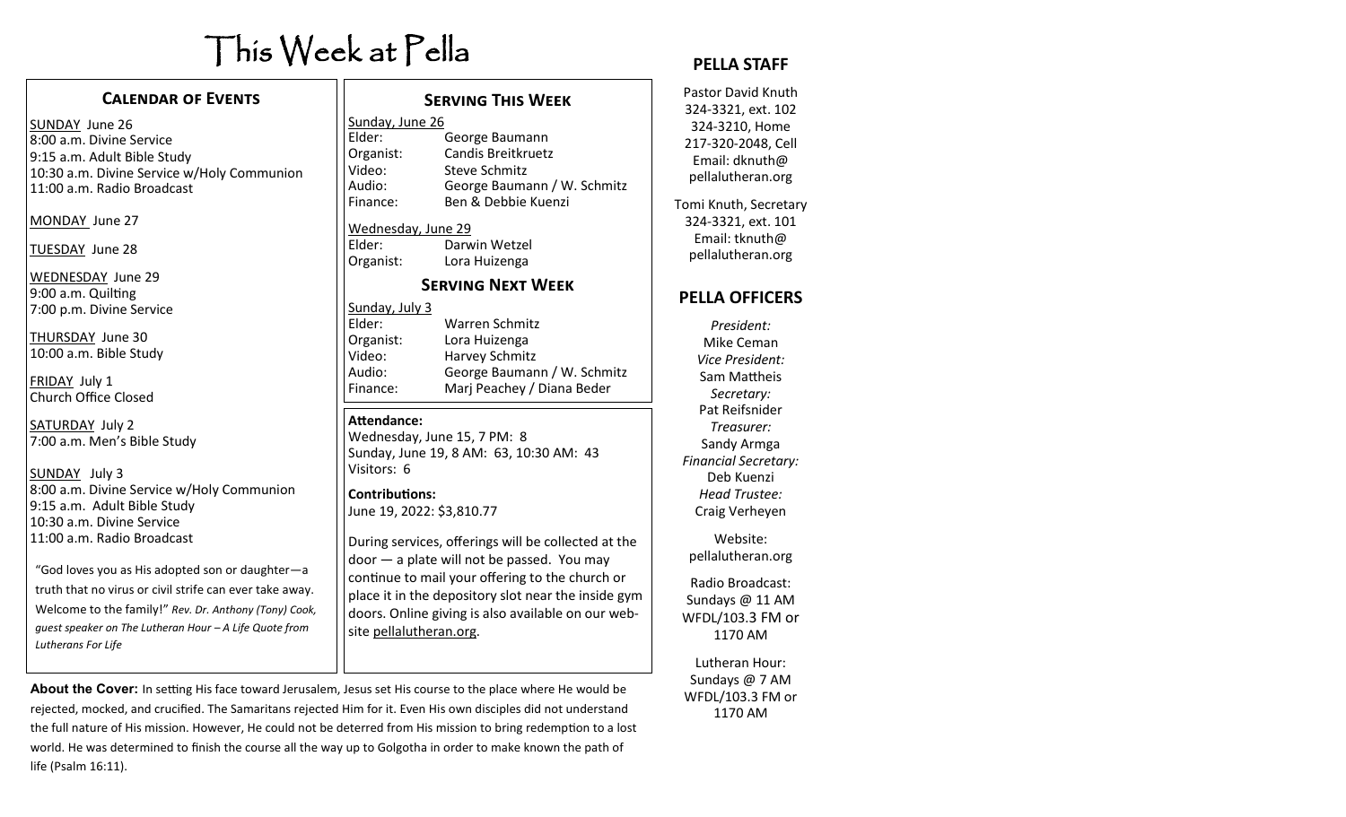# This Week at Pella

## Calendar of Events

SUNDAY June 26
8:00 a.m. Divine Service
9:15 a.m. Adult Bible Study
10:30 a.m. Divine Service w/Holy Communion
11:00 a.m. Radio Broadcast

MONDAY June 27

TUESDAY June 28

WEDNESDAY June 29
9:00 a.m. Quilting
7:00 p.m. Divine Service

THURSDAY June 30
10:00 a.m. Bible Study

FRIDAY July 1
Church Office Closed

SATURDAY July 2
7:00 a.m. Men's Bible Study

SUNDAY July 3
8:00 a.m. Divine Service w/Holy Communion
9:15 a.m. Adult Bible Study
10:30 a.m. Divine Service
11:00 a.m. Radio Broadcast

"God loves you as His adopted son or daughter—a truth that no virus or civil strife can ever take away. Welcome to the family!" *Rev. Dr. Anthony (Tony) Cook, guest speaker on The Lutheran Hour – A Life Quote from Lutherans For Life*

## Serving This Week

Sunday, June 26

| | |
|---|---|
| Elder: | George Baumann |
| Organist: | Candis Breitkruetz |
| Video: | Steve Schmitz |
| Audio: | George Baumann / W. Schmitz |
| Finance: | Ben & Debbie Kuenzi |

Wednesday, June 29

| | |
|---|---|
| Elder: | Darwin Wetzel |
| Organist: | Lora Huizenga |

## Serving Next Week

Sunday, July 3

| | |
|---|---|
| Elder: | Warren Schmitz |
| Organist: | Lora Huizenga |
| Video: | Harvey Schmitz |
| Audio: | George Baumann / W. Schmitz |
| Finance: | Marj Peachey / Diana Beder |

**Attendance:**
Wednesday, June 15, 7 PM: 8
Sunday, June 19, 8 AM: 63, 10:30 AM: 43
Visitors: 6

**Contributions:**
June 19, 2022: $3,810.77

During services, offerings will be collected at the door — a plate will not be passed. You may continue to mail your offering to the church or place it in the depository slot near the inside gym doors. Online giving is also available on our website pellalutheran.org.

**About the Cover:** In setting His face toward Jerusalem, Jesus set His course to the place where He would be rejected, mocked, and crucified. The Samaritans rejected Him for it. Even His own disciples did not understand the full nature of His mission. However, He could not be deterred from His mission to bring redemption to a lost world. He was determined to finish the course all the way up to Golgotha in order to make known the path of life (Psalm 16:11).

## PELLA STAFF

Pastor David Knuth
324-3321, ext. 102
324-3210, Home
217-320-2048, Cell
Email: dknuth@pellalutheran.org

Tomi Knuth, Secretary
324-3321, ext. 101
Email: tknuth@pellalutheran.org

## PELLA OFFICERS

*President:*
Mike Ceman
*Vice President:*
Sam Mattheis
*Secretary:*
Pat Reifsnider
*Treasurer:*
Sandy Armga
*Financial Secretary:*
Deb Kuenzi
*Head Trustee:*
Craig Verheyen

Website:
pellalutheran.org

Radio Broadcast:
Sundays @ 11 AM
WFDL/103.3 FM or 1170 AM

Lutheran Hour:
Sundays @ 7 AM
WFDL/103.3 FM or 1170 AM